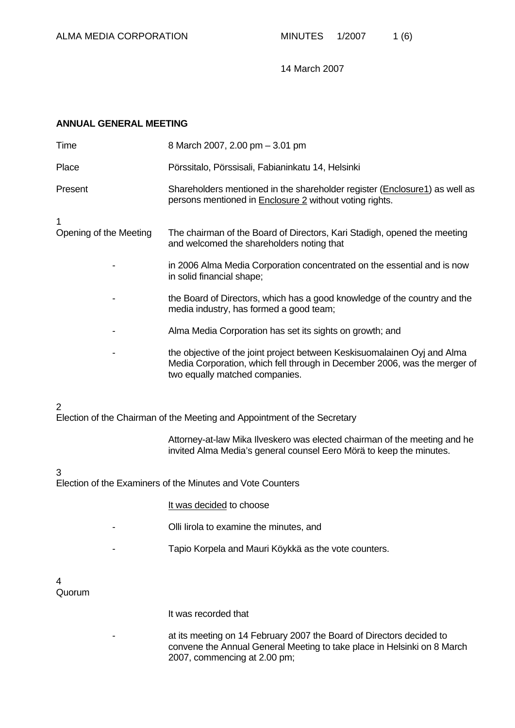ALMA MEDIA CORPORATION MINUTES 1/2007

14 March 2007

## ANNUAL GENERAL MEETING

| | |
|---|---|
| Time | 8 March 2007, 2.00 pm – 3.01 pm |
| Place | Pörssitalo, Pörssisali, Fabianinkatu 14, Helsinki |
| Present | Shareholders mentioned in the shareholder register (Enclosure1) as well as persons mentioned in Enclosure 2 without voting rights. |

### 1 Opening of the Meeting

The chairman of the Board of Directors, Kari Stadigh, opened the meeting and welcomed the shareholders noting that

- in 2006 Alma Media Corporation concentrated on the essential and is now in solid financial shape;
- the Board of Directors, which has a good knowledge of the country and the media industry, has formed a good team;
- Alma Media Corporation has set its sights on growth; and
- the objective of the joint project between Keskisuomalainen Oyj and Alma Media Corporation, which fell through in December 2006, was the merger of two equally matched companies.

### 2 Election of the Chairman of the Meeting and Appointment of the Secretary

Attorney-at-law Mika Ilveskero was elected chairman of the meeting and he invited Alma Media's general counsel Eero Mörä to keep the minutes.

### 3 Election of the Examiners of the Minutes and Vote Counters

It was decided to choose

- Olli Iirola to examine the minutes, and
- Tapio Korpela and Mauri Köykkä as the vote counters.

### 4 Quorum

It was recorded that

- at its meeting on 14 February 2007 the Board of Directors decided to convene the Annual General Meeting to take place in Helsinki on 8 March 2007, commencing at 2.00 pm;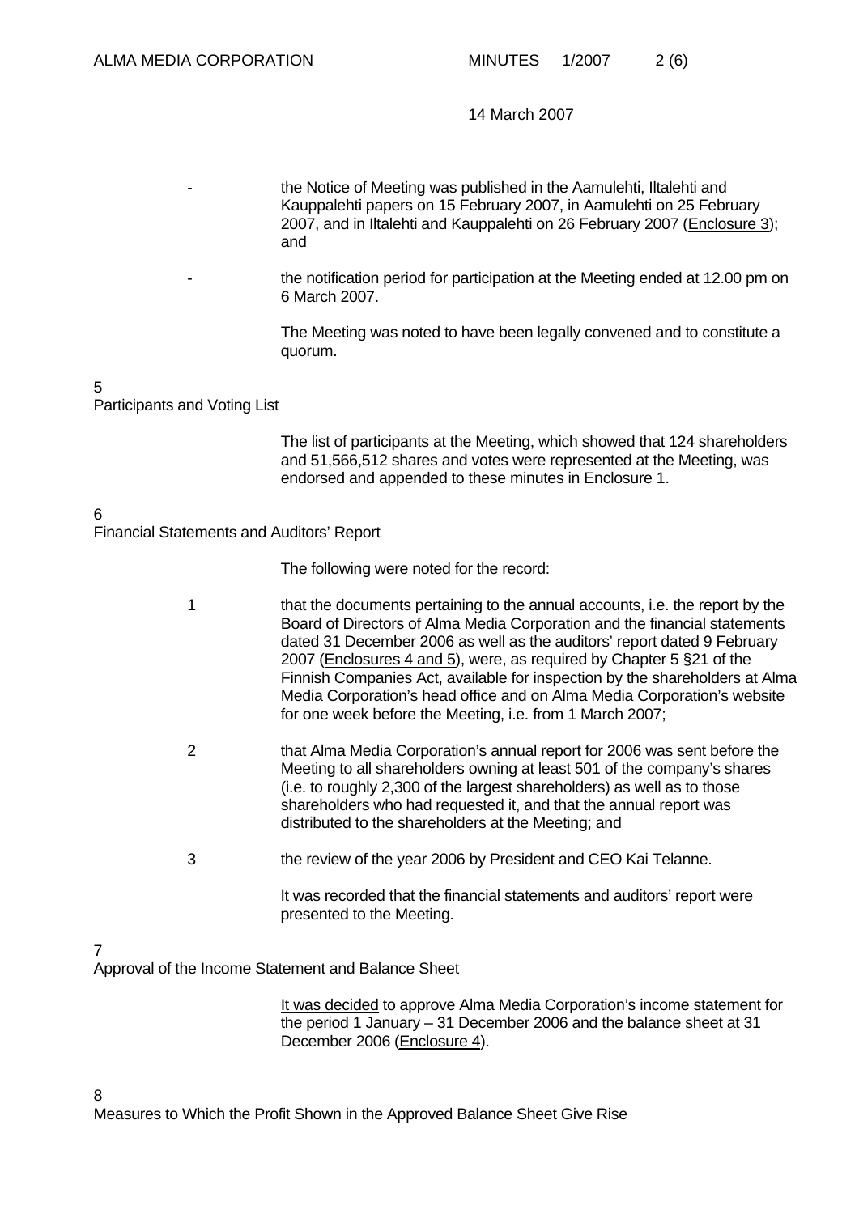14 March 2007

- the Notice of Meeting was published in the Aamulehti, Iltalehti and Kauppalehti papers on 15 February 2007, in Aamulehti on 25 February 2007, and in Iltalehti and Kauppalehti on 26 February 2007 (Enclosure 3); and

- the notification period for participation at the Meeting ended at 12.00 pm on 6 March 2007.

The Meeting was noted to have been legally convened and to constitute a quorum.

## 5
## Participants and Voting List

The list of participants at the Meeting, which showed that 124 shareholders and 51,566,512 shares and votes were represented at the Meeting, was endorsed and appended to these minutes in Enclosure 1.

## 6
## Financial Statements and Auditors' Report

The following were noted for the record:

1. that the documents pertaining to the annual accounts, i.e. the report by the Board of Directors of Alma Media Corporation and the financial statements dated 31 December 2006 as well as the auditors' report dated 9 February 2007 (Enclosures 4 and 5), were, as required by Chapter 5 §21 of the Finnish Companies Act, available for inspection by the shareholders at Alma Media Corporation's head office and on Alma Media Corporation's website for one week before the Meeting, i.e. from 1 March 2007;

2. that Alma Media Corporation's annual report for 2006 was sent before the Meeting to all shareholders owning at least 501 of the company's shares (i.e. to roughly 2,300 of the largest shareholders) as well as to those shareholders who had requested it, and that the annual report was distributed to the shareholders at the Meeting; and

3. the review of the year 2006 by President and CEO Kai Telanne.

It was recorded that the financial statements and auditors' report were presented to the Meeting.

## 7
## Approval of the Income Statement and Balance Sheet

It was decided to approve Alma Media Corporation's income statement for the period 1 January – 31 December 2006 and the balance sheet at 31 December 2006 (Enclosure 4).

## 8
## Measures to Which the Profit Shown in the Approved Balance Sheet Give Rise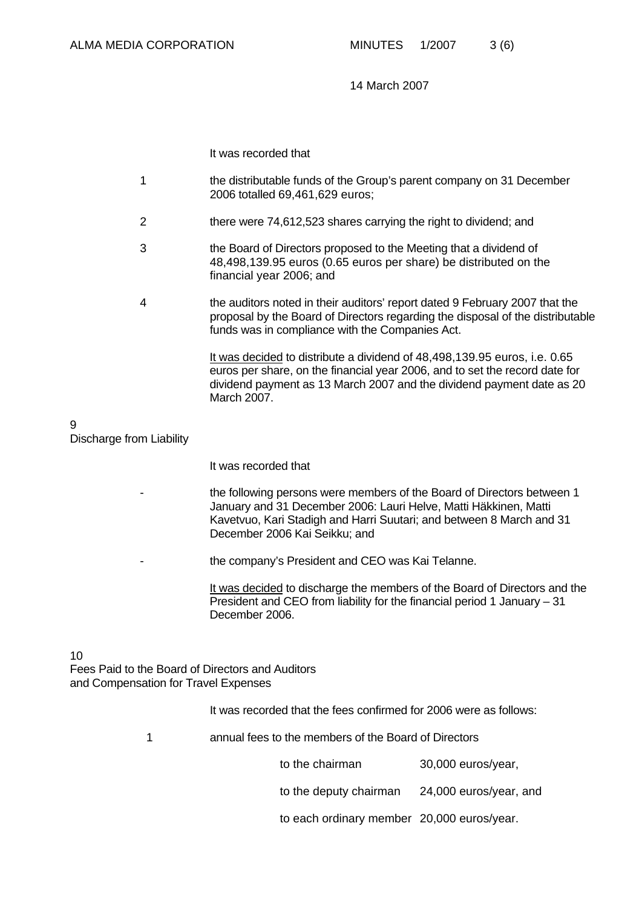It was recorded that

1. the distributable funds of the Group's parent company on 31 December 2006 totalled 69,461,629 euros;

2. there were 74,612,523 shares carrying the right to dividend; and

3. the Board of Directors proposed to the Meeting that a dividend of 48,498,139.95 euros (0.65 euros per share) be distributed on the financial year 2006; and

4. the auditors noted in their auditors' report dated 9 February 2007 that the proposal by the Board of Directors regarding the disposal of the distributable funds was in compliance with the Companies Act.

<u>It was decided</u> to distribute a dividend of 48,498,139.95 euros, i.e. 0.65 euros per share, on the financial year 2006, and to set the record date for dividend payment as 13 March 2007 and the dividend payment date as 20 March 2007.

## 9
## Discharge from Liability

It was recorded that

- the following persons were members of the Board of Directors between 1 January and 31 December 2006: Lauri Helve, Matti Häkkinen, Matti Kavetvuo, Kari Stadigh and Harri Suutari; and between 8 March and 31 December 2006 Kai Seikku; and

- the company's President and CEO was Kai Telanne.

<u>It was decided</u> to discharge the members of the Board of Directors and the President and CEO from liability for the financial period 1 January – 31 December 2006.

## 10
## Fees Paid to the Board of Directors and Auditors and Compensation for Travel Expenses

It was recorded that the fees confirmed for 2006 were as follows:

1. annual fees to the members of the Board of Directors

| | |
|---|---|
| to the chairman | 30,000 euros/year, |
| to the deputy chairman | 24,000 euros/year, and |
| to each ordinary member | 20,000 euros/year. |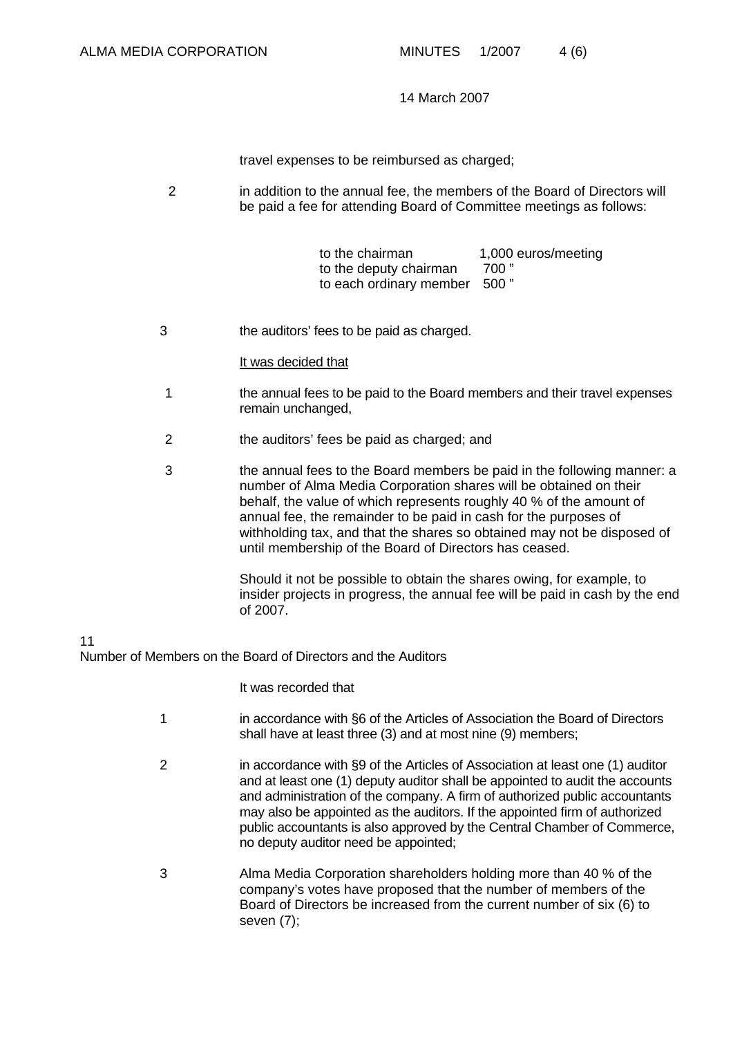14 March 2007

travel expenses to be reimbursed as charged;

2 in addition to the annual fee, the members of the Board of Directors will be paid a fee for attending Board of Committee meetings as follows:

| | |
|---|---|
| to the chairman | 1,000 euros/meeting |
| to the deputy chairman | 700 " |
| to each ordinary member | 500 " |

3 the auditors' fees to be paid as charged.

It was decided that

1 the annual fees to be paid to the Board members and their travel expenses remain unchanged,

2 the auditors' fees be paid as charged; and

3 the annual fees to the Board members be paid in the following manner: a number of Alma Media Corporation shares will be obtained on their behalf, the value of which represents roughly 40 % of the amount of annual fee, the remainder to be paid in cash for the purposes of withholding tax, and that the shares so obtained may not be disposed of until membership of the Board of Directors has ceased.

Should it not be possible to obtain the shares owing, for example, to insider projects in progress, the annual fee will be paid in cash by the end of 2007.

## 11
## Number of Members on the Board of Directors and the Auditors

It was recorded that

1 in accordance with §6 of the Articles of Association the Board of Directors shall have at least three (3) and at most nine (9) members;

2 in accordance with §9 of the Articles of Association at least one (1) auditor and at least one (1) deputy auditor shall be appointed to audit the accounts and administration of the company. A firm of authorized public accountants may also be appointed as the auditors. If the appointed firm of authorized public accountants is also approved by the Central Chamber of Commerce, no deputy auditor need be appointed;

3 Alma Media Corporation shareholders holding more than 40 % of the company's votes have proposed that the number of members of the Board of Directors be increased from the current number of six (6) to seven (7);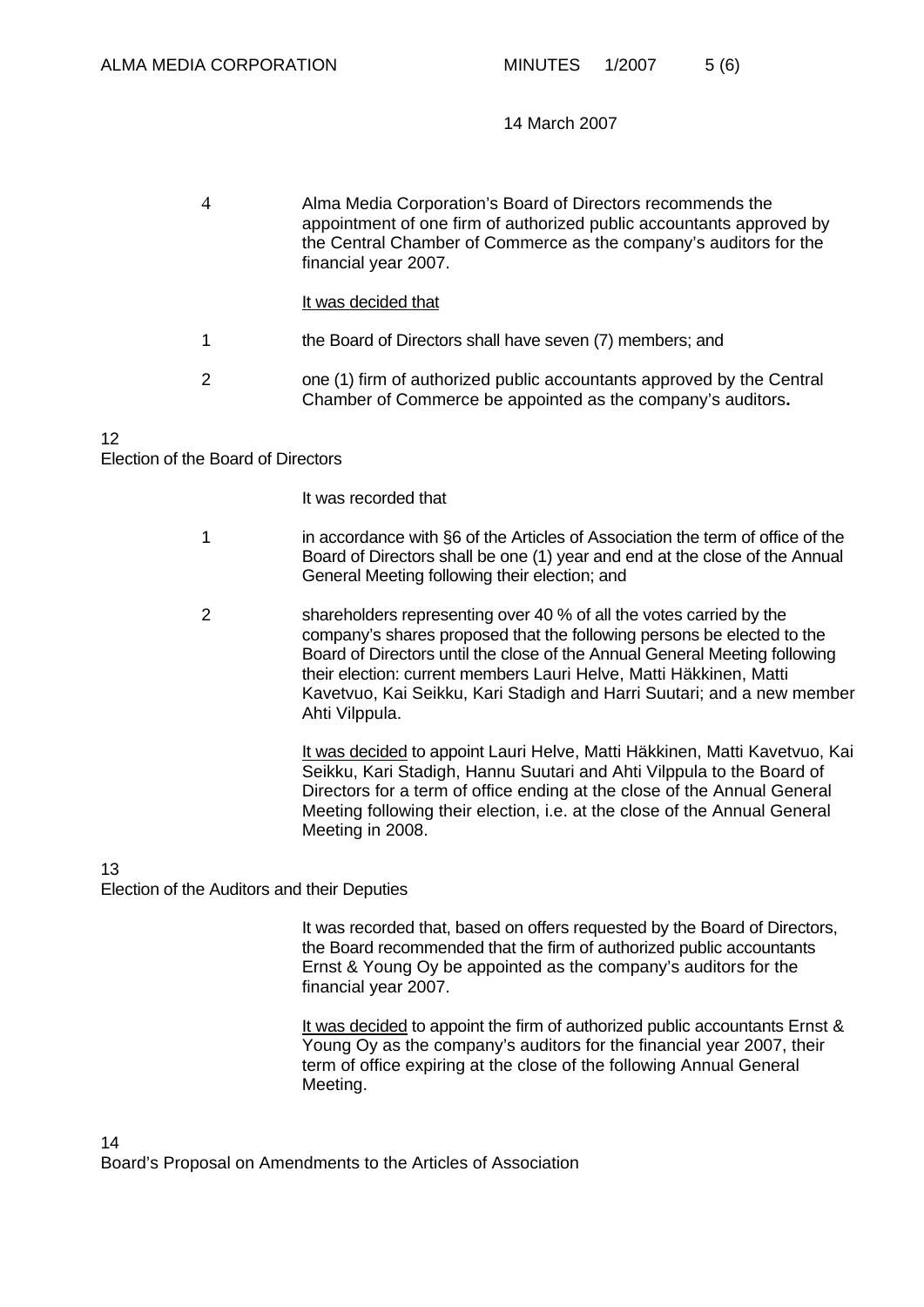14 March 2007

4 Alma Media Corporation's Board of Directors recommends the appointment of one firm of authorized public accountants approved by the Central Chamber of Commerce as the company's auditors for the financial year 2007.

It was decided that

1 the Board of Directors shall have seven (7) members; and

2 one (1) firm of authorized public accountants approved by the Central Chamber of Commerce be appointed as the company's auditors**.**

## 12
## Election of the Board of Directors

It was recorded that

1 in accordance with §6 of the Articles of Association the term of office of the Board of Directors shall be one (1) year and end at the close of the Annual General Meeting following their election; and

2 shareholders representing over 40 % of all the votes carried by the company's shares proposed that the following persons be elected to the Board of Directors until the close of the Annual General Meeting following their election: current members Lauri Helve, Matti Häkkinen, Matti Kavetvuo, Kai Seikku, Kari Stadigh and Harri Suutari; and a new member Ahti Vilppula.

It was decided to appoint Lauri Helve, Matti Häkkinen, Matti Kavetvuo, Kai Seikku, Kari Stadigh, Hannu Suutari and Ahti Vilppula to the Board of Directors for a term of office ending at the close of the Annual General Meeting following their election, i.e. at the close of the Annual General Meeting in 2008.

## 13
## Election of the Auditors and their Deputies

It was recorded that, based on offers requested by the Board of Directors, the Board recommended that the firm of authorized public accountants Ernst & Young Oy be appointed as the company's auditors for the financial year 2007.

It was decided to appoint the firm of authorized public accountants Ernst & Young Oy as the company's auditors for the financial year 2007, their term of office expiring at the close of the following Annual General Meeting.

## 14
## Board's Proposal on Amendments to the Articles of Association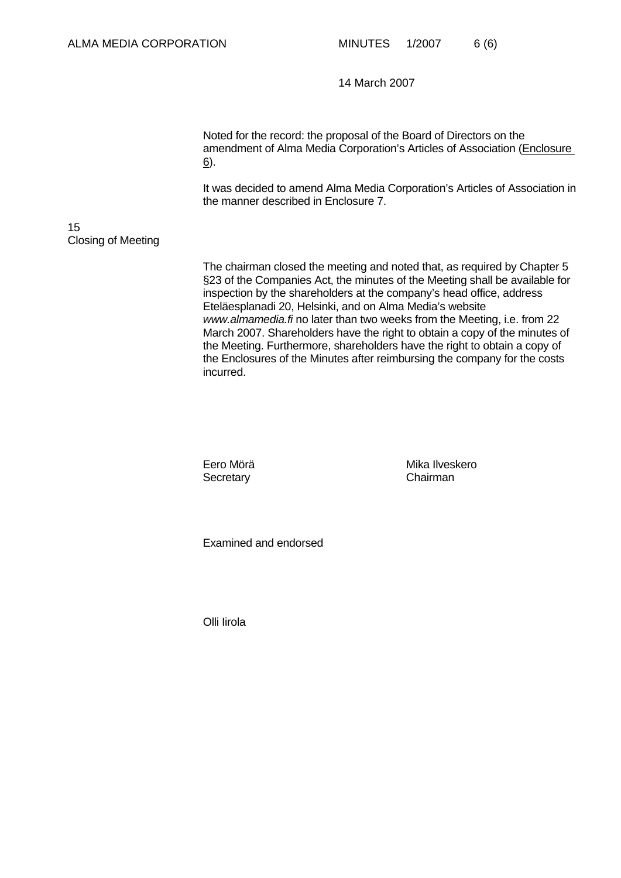14 March 2007

Noted for the record: the proposal of the Board of Directors on the amendment of Alma Media Corporation's Articles of Association (Enclosure 6).

It was decided to amend Alma Media Corporation's Articles of Association in the manner described in Enclosure 7.

## 15 Closing of Meeting

The chairman closed the meeting and noted that, as required by Chapter 5 §23 of the Companies Act, the minutes of the Meeting shall be available for inspection by the shareholders at the company's head office, address Eteläesplanadi 20, Helsinki, and on Alma Media's website *www.almamedia.fi* no later than two weeks from the Meeting, i.e. from 22 March 2007. Shareholders have the right to obtain a copy of the minutes of the Meeting. Furthermore, shareholders have the right to obtain a copy of the Enclosures of the Minutes after reimbursing the company for the costs incurred.

Eero Mörä
Secretary

Mika Ilveskero
Chairman

Examined and endorsed

Olli Iirola